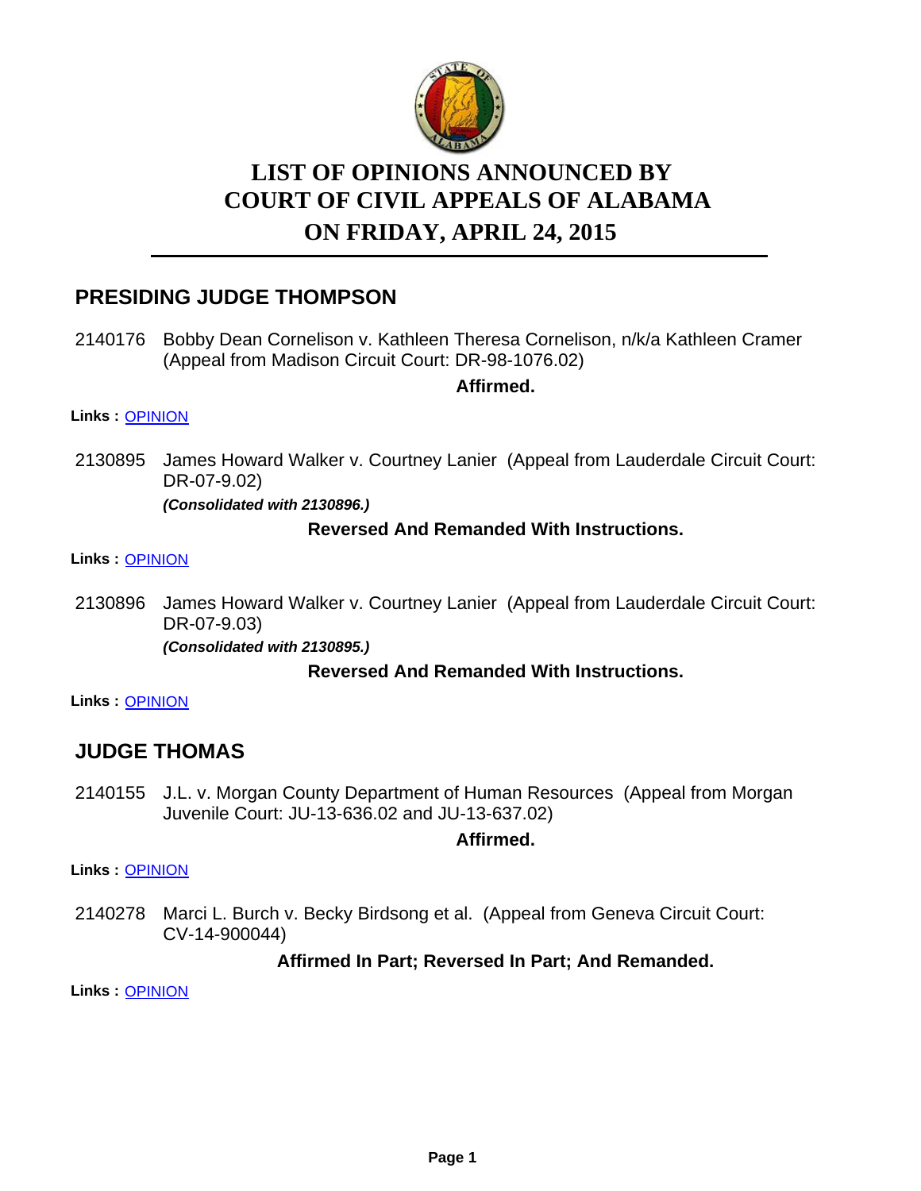# LIST OF OPINIONS ANNOUNCED BY COURT OF CIVIL APPEALS OF ALABAMA ON FRIDAY, APRIL 24, 2015

## PRESIDING JUDGE THOMPSON

2140176 Bobby Dean Cornelison v. Kathleen Theresa Cornelison, n/k/a Kathleen Cramer (Appeal from Madison Circuit Court: DR-98-1076.02)

**Affirmed.**

**Links :** OPINION

2130895 James Howard Walker v. Courtney Lanier (Appeal from Lauderdale Circuit Court: DR-07-9.02)

***(Consolidated with 2130896.)***

**Reversed And Remanded With Instructions.**

**Links :** OPINION

2130896 James Howard Walker v. Courtney Lanier (Appeal from Lauderdale Circuit Court: DR-07-9.03)

***(Consolidated with 2130895.)***

**Reversed And Remanded With Instructions.**

**Links :** OPINION

## JUDGE THOMAS

2140155 J.L. v. Morgan County Department of Human Resources (Appeal from Morgan Juvenile Court: JU-13-636.02 and JU-13-637.02)

**Affirmed.**

**Links :** OPINION

2140278 Marci L. Burch v. Becky Birdsong et al. (Appeal from Geneva Circuit Court: CV-14-900044)

**Affirmed In Part; Reversed In Part; And Remanded.**

**Links :** OPINION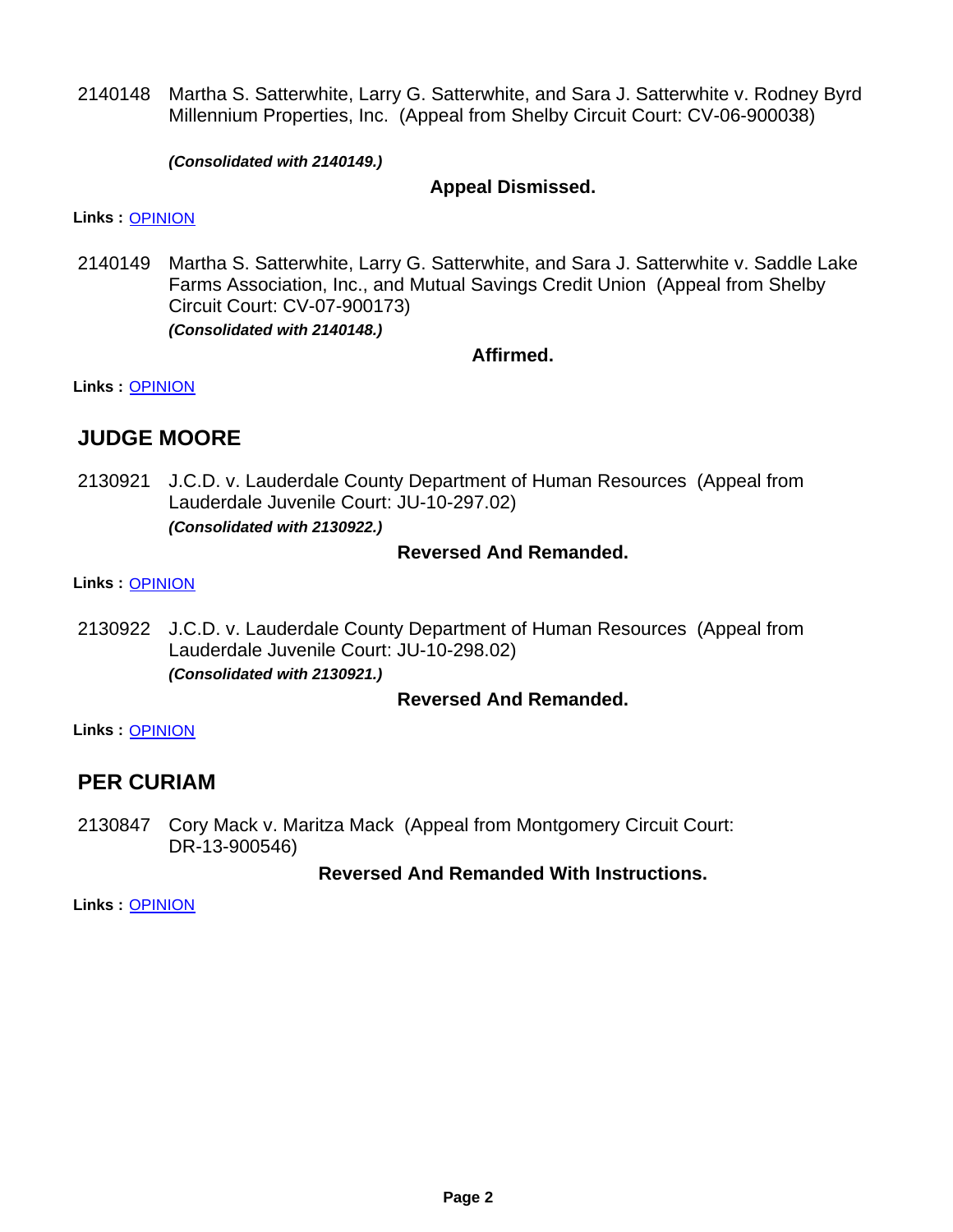2140148 Martha S. Satterwhite, Larry G. Satterwhite, and Sara J. Satterwhite v. Rodney Byrd Millennium Properties, Inc. (Appeal from Shelby Circuit Court: CV-06-900038)

***(Consolidated with 2140149.)***

**Appeal Dismissed.**

**Links :** OPINION

2140149 Martha S. Satterwhite, Larry G. Satterwhite, and Sara J. Satterwhite v. Saddle Lake Farms Association, Inc., and Mutual Savings Credit Union (Appeal from Shelby Circuit Court: CV-07-900173)

***(Consolidated with 2140148.)***

**Affirmed.**

**Links :** OPINION

## JUDGE MOORE

2130921 J.C.D. v. Lauderdale County Department of Human Resources (Appeal from Lauderdale Juvenile Court: JU-10-297.02)

***(Consolidated with 2130922.)***

**Reversed And Remanded.**

**Links :** OPINION

2130922 J.C.D. v. Lauderdale County Department of Human Resources (Appeal from Lauderdale Juvenile Court: JU-10-298.02)

***(Consolidated with 2130921.)***

**Reversed And Remanded.**

**Links :** OPINION

## PER CURIAM

2130847 Cory Mack v. Maritza Mack (Appeal from Montgomery Circuit Court: DR-13-900546)

**Reversed And Remanded With Instructions.**

**Links :** OPINION